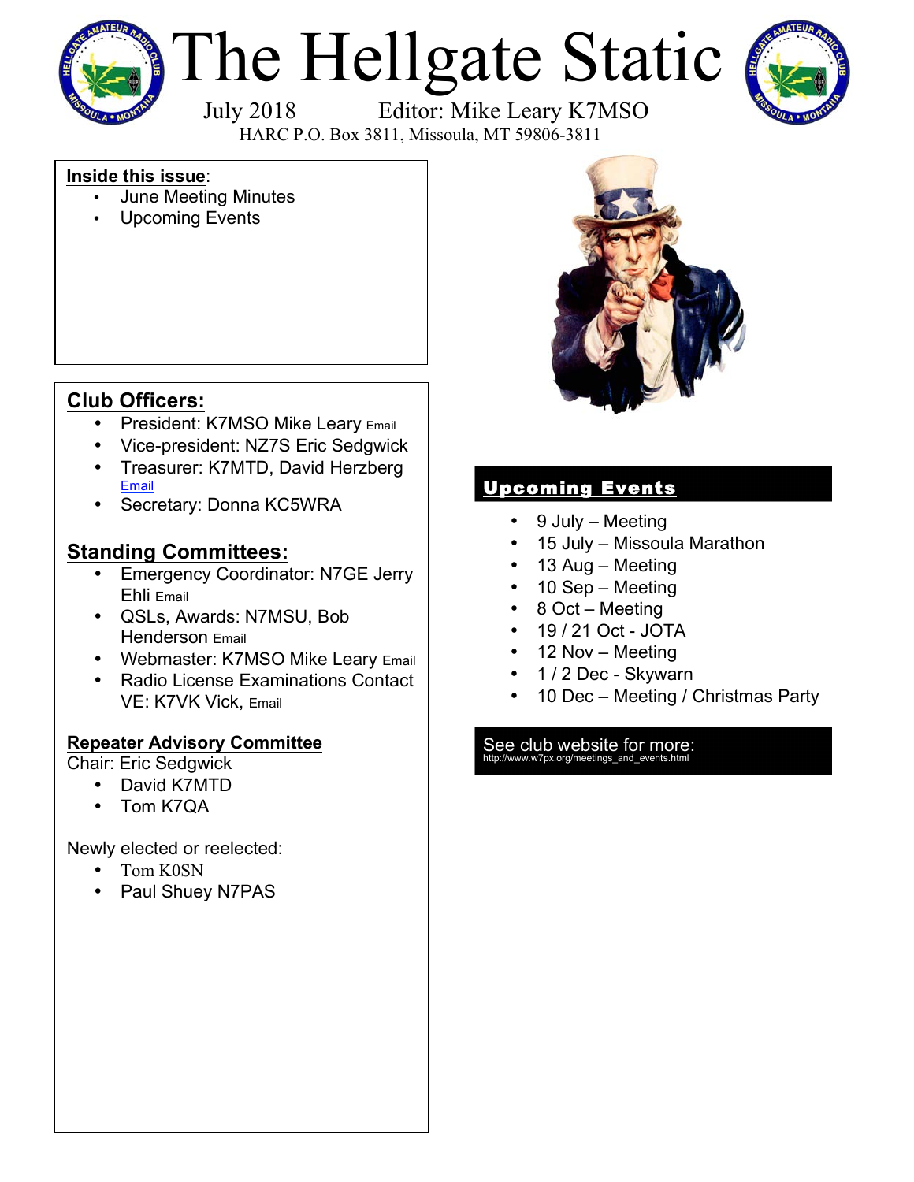# The Hellgate Static

July 2018 Editor: Mike Leary K7MSO

HARC P.O. Box 3811, Missoula, MT 59806-3811

**Inside this issue**:

- June Meeting Minutes
- Upcoming Events

## Club Officers:

- President: K7MSO Mike Leary Email
- Vice-president: NZ7S Eric Sedgwick
- Treasurer: K7MTD, David Herzberg Email
- Secretary: Donna KC5WRA

## Standing Committees:

- Emergency Coordinator: N7GE Jerry Ehli Email
- QSLs, Awards: N7MSU, Bob Henderson Email
- Webmaster: K7MSO Mike Leary Email
- Radio License Examinations Contact VE: K7VK Vick, Email

### Repeater Advisory Committee

Chair: Eric Sedgwick

- David K7MTD
- Tom K7QA

Newly elected or reelected:

- Tom K0SN
- Paul Shuey N7PAS

## Upcoming Events

- 9 July – Meeting
- 15 July – Missoula Marathon
- 13 Aug – Meeting
- 10 Sep – Meeting
- 8 Oct – Meeting
- 19 / 21 Oct - JOTA
- 12 Nov – Meeting
- 1 / 2 Dec - Skywarn
- 10 Dec – Meeting / Christmas Party

See club website for more:
http://www.w7px.org/meetings_and_events.html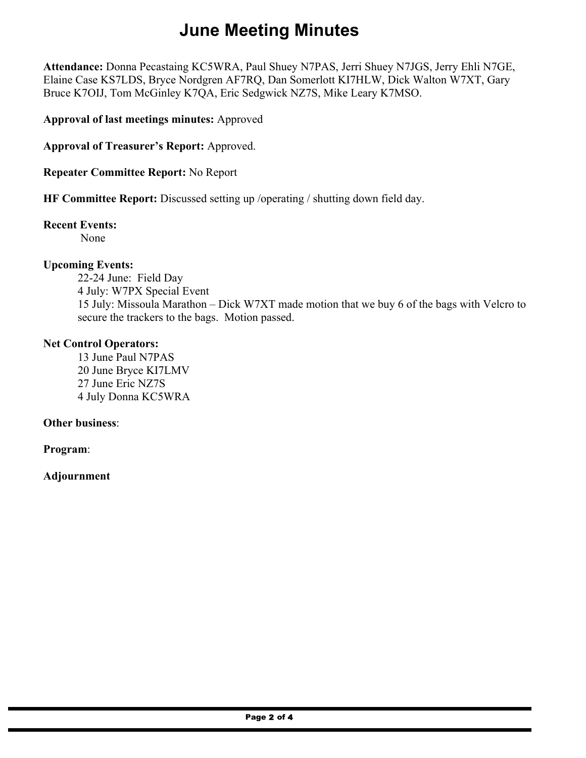# June Meeting Minutes

**Attendance:** Donna Pecastaing KC5WRA, Paul Shuey N7PAS, Jerri Shuey N7JGS, Jerry Ehli N7GE, Elaine Case KS7LDS, Bryce Nordgren AF7RQ, Dan Somerlott KI7HLW, Dick Walton W7XT, Gary Bruce K7OIJ, Tom McGinley K7QA, Eric Sedgwick NZ7S, Mike Leary K7MSO.

**Approval of last meetings minutes:** Approved

**Approval of Treasurer's Report:** Approved.

**Repeater Committee Report:** No Report

**HF Committee Report:** Discussed setting up /operating / shutting down field day.

**Recent Events:**

None

**Upcoming Events:**

22-24 June: Field Day
4 July: W7PX Special Event
15 July: Missoula Marathon – Dick W7XT made motion that we buy 6 of the bags with Velcro to secure the trackers to the bags. Motion passed.

**Net Control Operators:**

13 June Paul N7PAS
20 June Bryce KI7LMV
27 June Eric NZ7S
4 July Donna KC5WRA

**Other business**:

**Program**:

**Adjournment**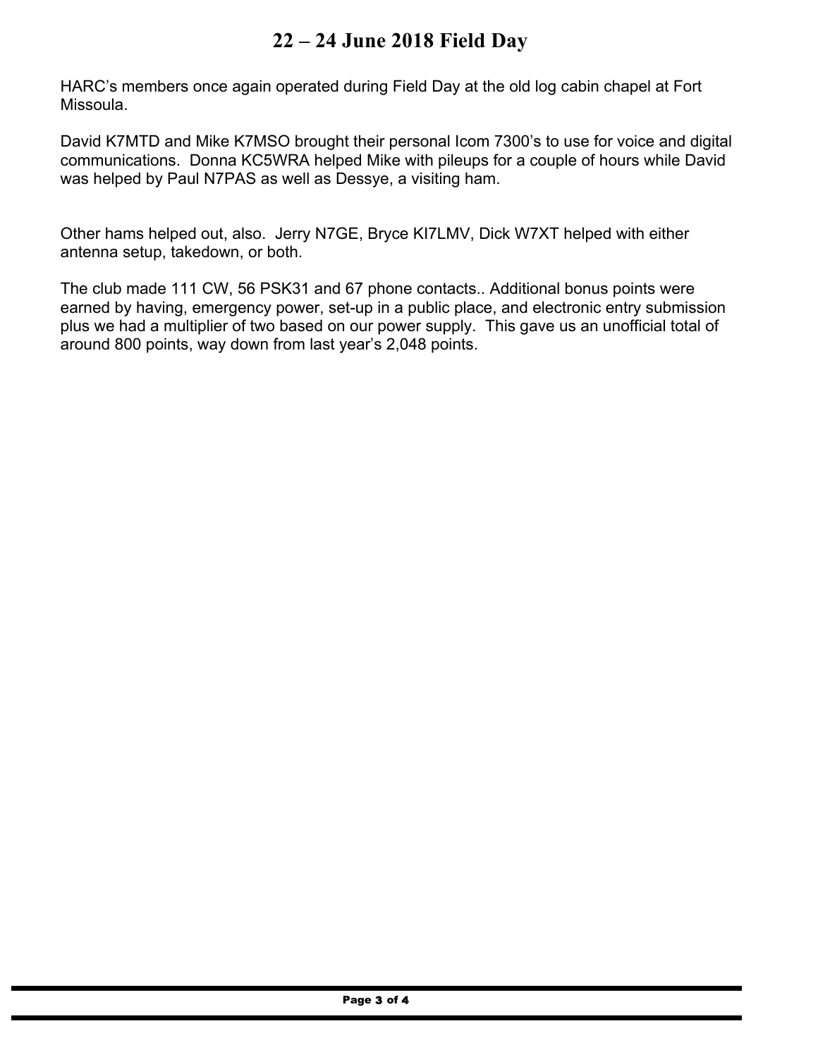# 22 – 24 June 2018 Field Day

HARC's members once again operated during Field Day at the old log cabin chapel at Fort Missoula.

David K7MTD and Mike K7MSO brought their personal Icom 7300's to use for voice and digital communications. Donna KC5WRA helped Mike with pileups for a couple of hours while David was helped by Paul N7PAS as well as Dessye, a visiting ham.

Other hams helped out, also. Jerry N7GE, Bryce KI7LMV, Dick W7XT helped with either antenna setup, takedown, or both.

The club made 111 CW, 56 PSK31 and 67 phone contacts.. Additional bonus points were earned by having, emergency power, set-up in a public place, and electronic entry submission plus we had a multiplier of two based on our power supply. This gave us an unofficial total of around 800 points, way down from last year's 2,048 points.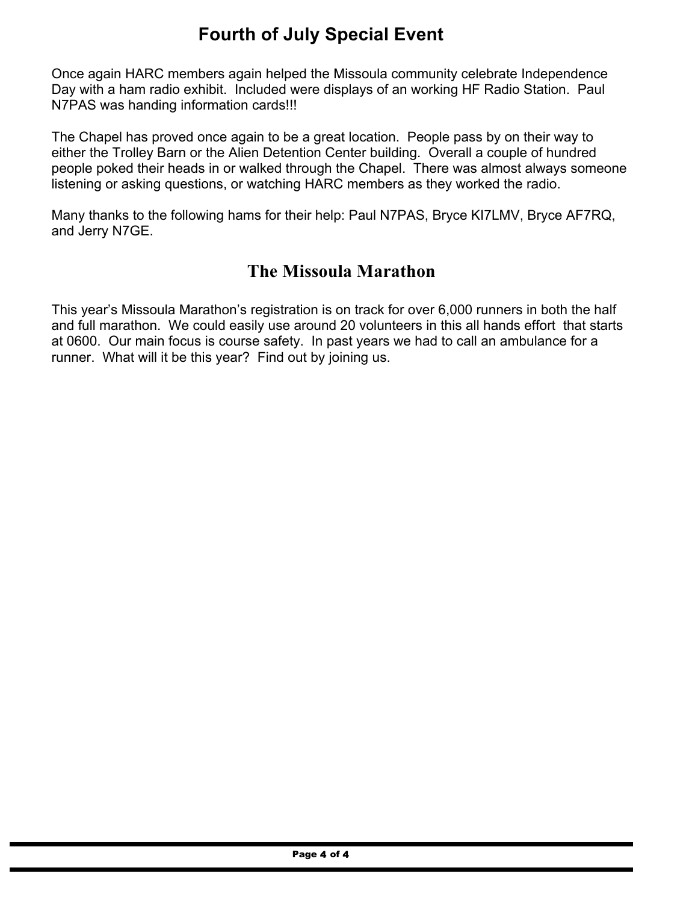## Fourth of July Special Event

Once again HARC members again helped the Missoula community celebrate Independence Day with a ham radio exhibit. Included were displays of an working HF Radio Station. Paul N7PAS was handing information cards!!!

The Chapel has proved once again to be a great location. People pass by on their way to either the Trolley Barn or the Alien Detention Center building. Overall a couple of hundred people poked their heads in or walked through the Chapel. There was almost always someone listening or asking questions, or watching HARC members as they worked the radio.

Many thanks to the following hams for their help: Paul N7PAS, Bryce KI7LMV, Bryce AF7RQ, and Jerry N7GE.

## The Missoula Marathon

This year's Missoula Marathon's registration is on track for over 6,000 runners in both the half and full marathon. We could easily use around 20 volunteers in this all hands effort that starts at 0600. Our main focus is course safety. In past years we had to call an ambulance for a runner. What will it be this year? Find out by joining us.